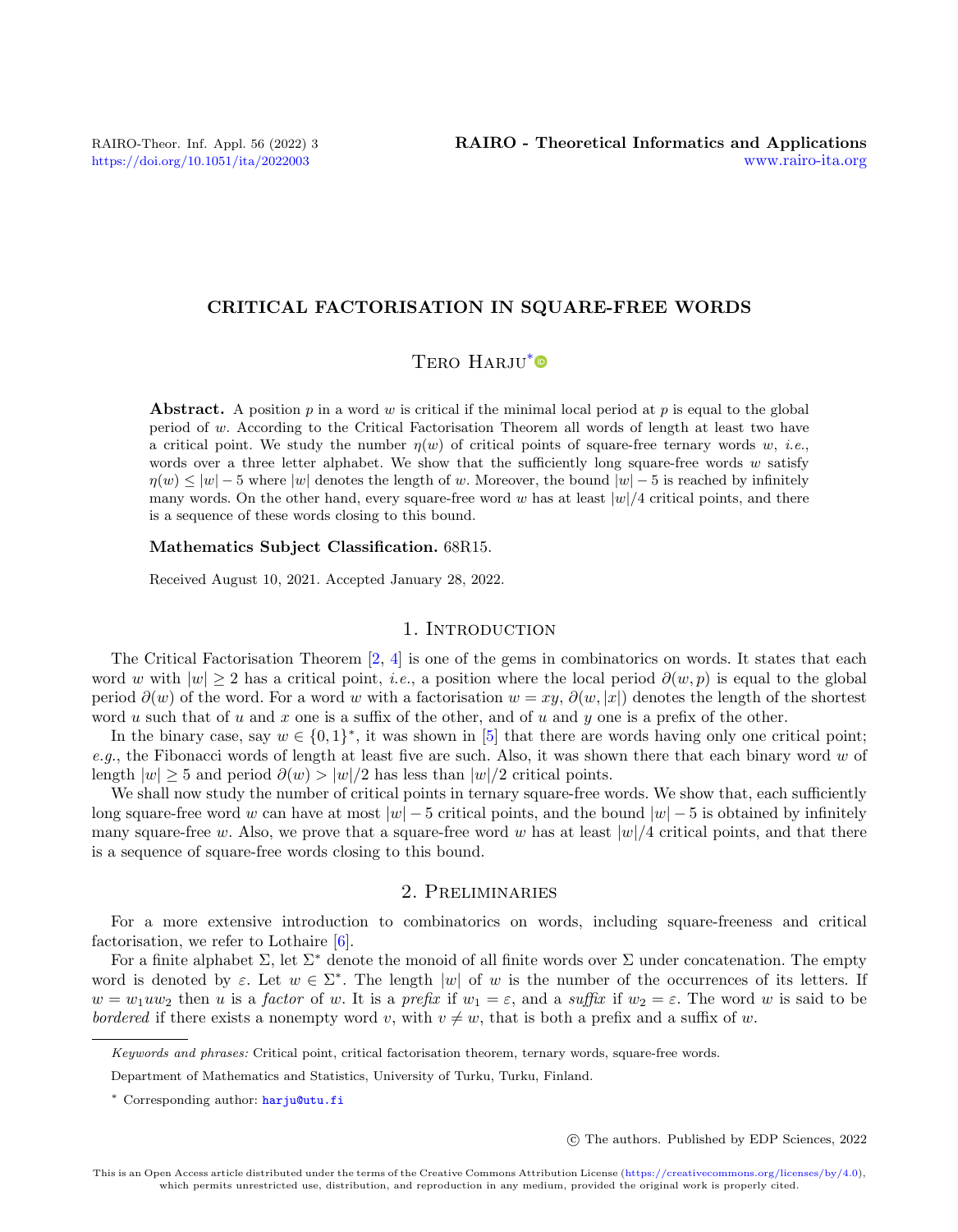# CRITICAL FACTORISATION IN SQUARE-FREE WORDS

Tero Harju*

**Abstract.** A position $p$ in a word $w$ is critical if the minimal local period at $p$ is equal to the global period of $w$. According to the Critical Factorisation Theorem all words of length at least two have a critical point. We study the number $\eta(w)$ of critical points of square-free ternary words $w$, *i.e.*, words over a three letter alphabet. We show that the sufficiently long square-free words $w$ satisfy $\eta(w) \leq |w| - 5$ where $|w|$ denotes the length of $w$. Moreover, the bound $|w| - 5$ is reached by infinitely many words. On the other hand, every square-free word $w$ has at least $|w|/4$ critical points, and there is a sequence of these words closing to this bound.

**Mathematics Subject Classification.** 68R15.

Received August 10, 2021. Accepted January 28, 2022.

## 1. Introduction

The Critical Factorisation Theorem [2, 4] is one of the gems in combinatorics on words. It states that each word $w$ with $|w| \geq 2$ has a critical point, *i.e.*, a position where the local period $\partial(w, p)$ is equal to the global period $\partial(w)$ of the word. For a word $w$ with a factorisation $w = xy$, $\partial(w, |x|)$ denotes the length of the shortest word $u$ such that of $u$ and $x$ one is a suffix of the other, and of $u$ and $y$ one is a prefix of the other.

In the binary case, say $w \in \{0,1\}^*$, it was shown in [5] that there are words having only one critical point; *e.g.*, the Fibonacci words of length at least five are such. Also, it was shown there that each binary word $w$ of length $|w| \geq 5$ and period $\partial(w) > |w|/2$ has less than $|w|/2$ critical points.

We shall now study the number of critical points in ternary square-free words. We show that, each sufficiently long square-free word $w$ can have at most $|w| - 5$ critical points, and the bound $|w| - 5$ is obtained by infinitely many square-free $w$. Also, we prove that a square-free word $w$ has at least $|w|/4$ critical points, and that there is a sequence of square-free words closing to this bound.

## 2. Preliminaries

For a more extensive introduction to combinatorics on words, including square-freeness and critical factorisation, we refer to Lothaire [6].

For a finite alphabet $\Sigma$, let $\Sigma^*$ denote the monoid of all finite words over $\Sigma$ under concatenation. The empty word is denoted by $\varepsilon$. Let $w \in \Sigma^*$. The length $|w|$ of $w$ is the number of the occurrences of its letters. If $w = w_1 u w_2$ then $u$ is a *factor* of $w$. It is a *prefix* if $w_1 = \varepsilon$, and a *suffix* if $w_2 = \varepsilon$. The word $w$ is said to be *bordered* if there exists a nonempty word $v$, with $v \neq w$, that is both a prefix and a suffix of $w$.

---

*Keywords and phrases:* Critical point, critical factorisation theorem, ternary words, square-free words.

Department of Mathematics and Statistics, University of Turku, Turku, Finland.

\* Corresponding author: harju@utu.fi

© The authors. Published by EDP Sciences, 2022

This is an Open Access article distributed under the terms of the Creative Commons Attribution License (https://creativecommons.org/licenses/by/4.0), which permits unrestricted use, distribution, and reproduction in any medium, provided the original work is properly cited.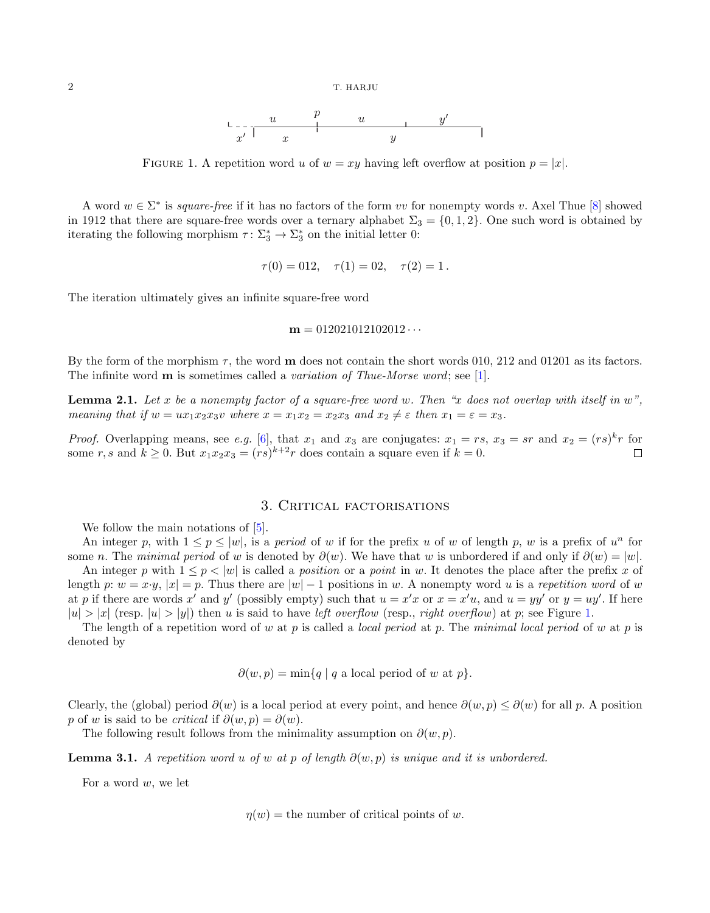FIGURE 1. A repetition word $u$ of $w = xy$ having left overflow at position $p = |x|$.

A word $w \in \Sigma^*$ is *square-free* if it has no factors of the form $vv$ for nonempty words $v$. Axel Thue [8] showed in 1912 that there are square-free words over a ternary alphabet $\Sigma_3 = \{0, 1, 2\}$. One such word is obtained by iterating the following morphism $\tau \colon \Sigma_3^* \to \Sigma_3^*$ on the initial letter 0:

$$\tau(0) = 012, \quad \tau(1) = 02, \quad \tau(2) = 1\,.$$

The iteration ultimately gives an infinite square-free word

$$\mathbf{m} = 012021012102012\cdots$$

By the form of the morphism $\tau$, the word $\mathbf{m}$ does not contain the short words 010, 212 and 01201 as its factors. The infinite word $\mathbf{m}$ is sometimes called a *variation of Thue-Morse word*; see [1].

**Lemma 2.1.** *Let $x$ be a nonempty factor of a square-free word $w$. Then "$x$ does not overlap with itself in $w$", meaning that if $w = ux_1x_2x_3v$ where $x = x_1x_2 = x_2x_3$ and $x_2 \neq \varepsilon$ then $x_1 = \varepsilon = x_3$.*

*Proof.* Overlapping means, see *e.g.* [6], that $x_1$ and $x_3$ are conjugates: $x_1 = rs$, $x_3 = sr$ and $x_2 = (rs)^k r$ for some $r, s$ and $k \geq 0$. But $x_1x_2x_3 = (rs)^{k+2}r$ does contain a square even if $k = 0$. □

## 3. Critical factorisations

We follow the main notations of [5].

An integer $p$, with $1 \leq p \leq |w|$, is a *period* of $w$ if for the prefix $u$ of $w$ of length $p$, $w$ is a prefix of $u^n$ for some $n$. The *minimal period* of $w$ is denoted by $\partial(w)$. We have that $w$ is unbordered if and only if $\partial(w) = |w|$.

An integer $p$ with $1 \leq p < |w|$ is called a *position* or a *point* in $w$. It denotes the place after the prefix $x$ of length $p$: $w = x \cdot y$, $|x| = p$. Thus there are $|w| - 1$ positions in $w$. A nonempty word $u$ is a *repetition word* of $w$ at $p$ if there are words $x'$ and $y'$ (possibly empty) such that $u = x'x$ or $x = x'u$, and $u = yy'$ or $y = uy'$. If here $|u| > |x|$ (resp. $|u| > |y|$) then $u$ is said to have *left overflow* (resp., *right overflow*) at $p$; see Figure 1.

The length of a repetition word of $w$ at $p$ is called a *local period* at $p$. The *minimal local period* of $w$ at $p$ is denoted by

$$\partial(w, p) = \min\{q \mid q \text{ a local period of } w \text{ at } p\}.$$

Clearly, the (global) period $\partial(w)$ is a local period at every point, and hence $\partial(w, p) \leq \partial(w)$ for all $p$. A position $p$ of $w$ is said to be *critical* if $\partial(w, p) = \partial(w)$.

The following result follows from the minimality assumption on $\partial(w, p)$.

**Lemma 3.1.** *A repetition word $u$ of $w$ at $p$ of length $\partial(w, p)$ is unique and it is unbordered.*

For a word $w$, we let

$$\eta(w) = \text{the number of critical points of } w.$$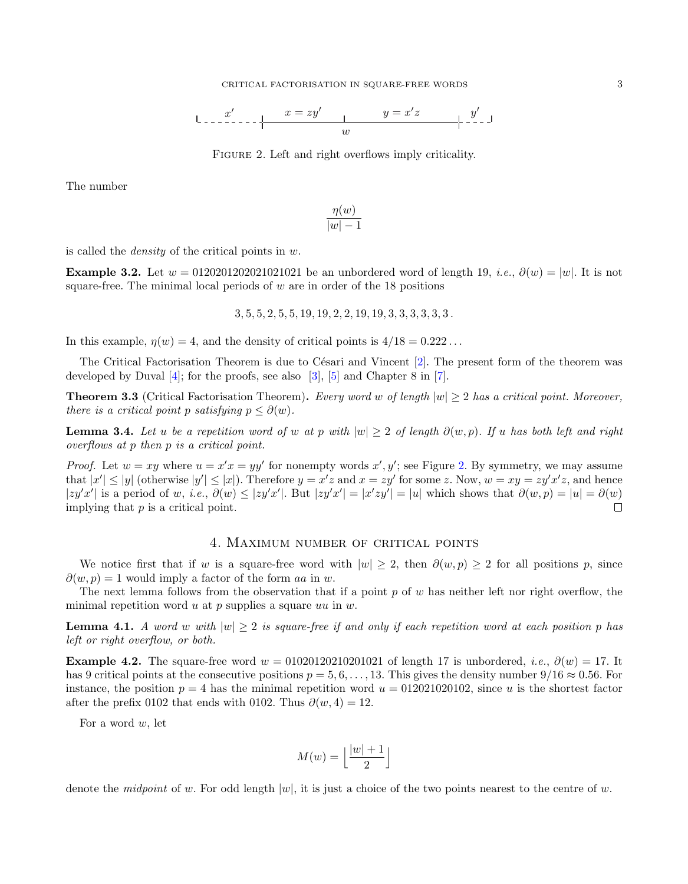FIGURE 2. Left and right overflows imply criticality.

The number

$$\frac{\eta(w)}{|w|-1}$$

is called the *density* of the critical points in $w$.

**Example 3.2.** Let $w = 0120201202021021021$ be an unbordered word of length 19, *i.e.*, $\partial(w) = |w|$. It is not square-free. The minimal local periods of $w$ are in order of the 18 positions

$$3, 5, 5, 2, 5, 5, 19, 19, 2, 2, 19, 19, 3, 3, 3, 3, 3, 3\,.$$

In this example, $\eta(w) = 4$, and the density of critical points is $4/18 = 0.222\ldots$

The Critical Factorisation Theorem is due to Césari and Vincent [2]. The present form of the theorem was developed by Duval [4]; for the proofs, see also [3], [5] and Chapter 8 in [7].

**Theorem 3.3** (Critical Factorisation Theorem)**.** *Every word $w$ of length $|w| \geq 2$ has a critical point. Moreover, there is a critical point $p$ satisfying $p \leq \partial(w)$.*

**Lemma 3.4.** *Let $u$ be a repetition word of $w$ at $p$ with $|w| \geq 2$ of length $\partial(w, p)$. If $u$ has both left and right overflows at $p$ then $p$ is a critical point.*

*Proof.* Let $w = xy$ where $u = x'x = yy'$ for nonempty words $x', y'$; see Figure 2. By symmetry, we may assume that $|x'| \leq |y|$ (otherwise $|y'| \leq |x|$). Therefore $y = x'z$ and $x = zy'$ for some $z$. Now, $w = xy = zy'x'z$, and hence $|zy'x'|$ is a period of $w$, *i.e.*, $\partial(w) \leq |zy'x'|$. But $|zy'x'| = |x'zy'| = |u|$ which shows that $\partial(w, p) = |u| = \partial(w)$ implying that $p$ is a critical point. $\square$

## 4. Maximum number of critical points

We notice first that if $w$ is a square-free word with $|w| \geq 2$, then $\partial(w, p) \geq 2$ for all positions $p$, since $\partial(w, p) = 1$ would imply a factor of the form $aa$ in $w$.

The next lemma follows from the observation that if a point $p$ of $w$ has neither left nor right overflow, the minimal repetition word $u$ at $p$ supplies a square $uu$ in $w$.

**Lemma 4.1.** *A word $w$ with $|w| \geq 2$ is square-free if and only if each repetition word at each position $p$ has left or right overflow, or both.*

**Example 4.2.** The square-free word $w = 01020120210201021$ of length 17 is unbordered, *i.e.*, $\partial(w) = 17$. It has 9 critical points at the consecutive positions $p = 5, 6, \ldots, 13$. This gives the density number $9/16 \approx 0.56$. For instance, the position $p = 4$ has the minimal repetition word $u = 012021020102$, since $u$ is the shortest factor after the prefix 0102 that ends with 0102. Thus $\partial(w, 4) = 12$.

For a word $w$, let

$$M(w) = \left\lfloor \frac{|w|+1}{2} \right\rfloor$$

denote the *midpoint* of $w$. For odd length $|w|$, it is just a choice of the two points nearest to the centre of $w$.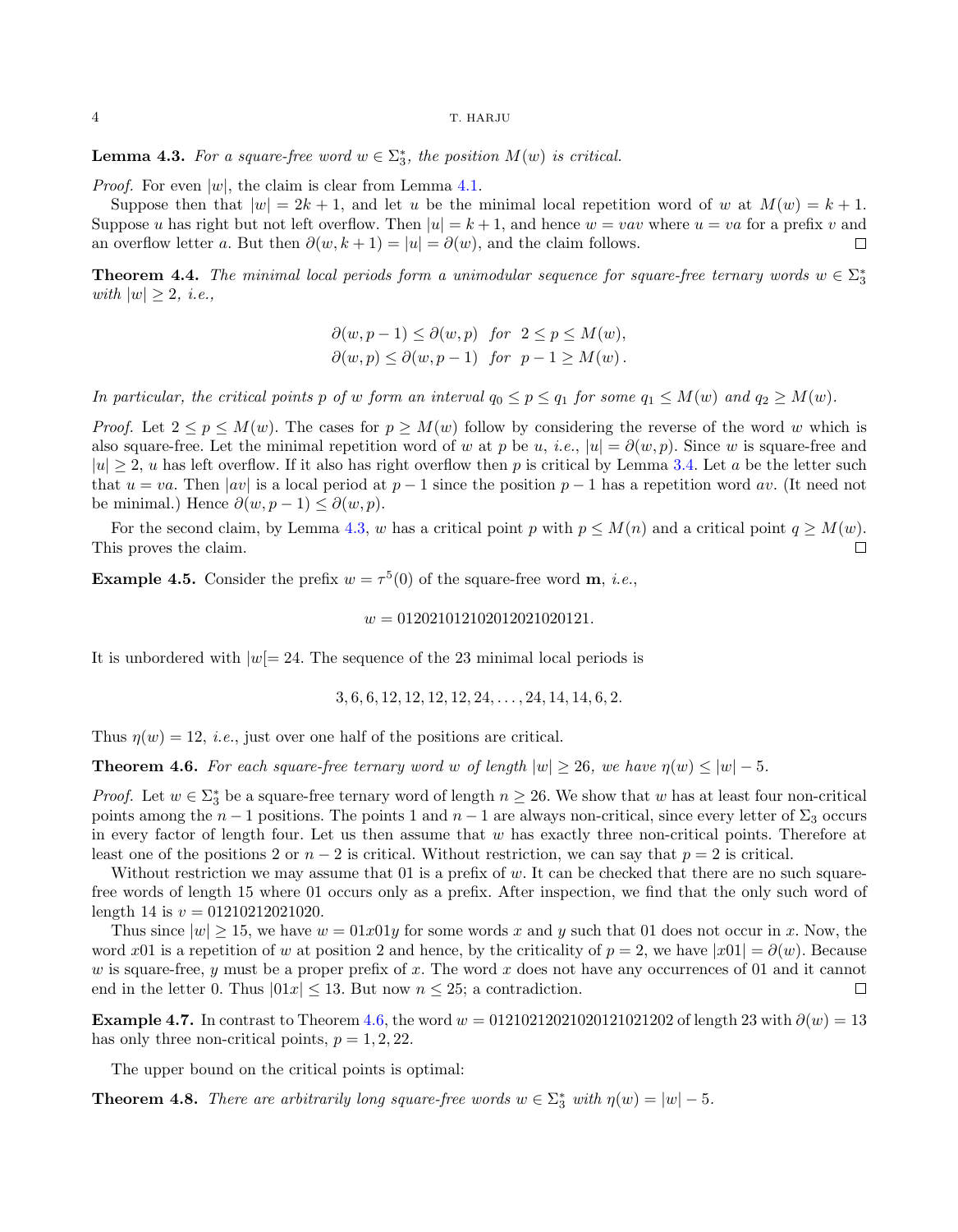**Lemma 4.3.** *For a square-free word $w \in \Sigma_3^*$, the position $M(w)$ is critical.*

*Proof.* For even $|w|$, the claim is clear from Lemma 4.1.

Suppose then that $|w| = 2k+1$, and let $u$ be the minimal local repetition word of $w$ at $M(w) = k+1$. Suppose $u$ has right but not left overflow. Then $|u| = k+1$, and hence $w = vav$ where $u = va$ for a prefix $v$ and an overflow letter $a$. But then $\partial(w, k+1) = |u| = \partial(w)$, and the claim follows. $\square$

**Theorem 4.4.** *The minimal local periods form a unimodular sequence for square-free ternary words $w \in \Sigma_3^*$ with $|w| \geq 2$, i.e.,*

$$\partial(w, p-1) \leq \partial(w, p) \quad \text{for} \quad 2 \leq p \leq M(w),$$
$$\partial(w, p) \leq \partial(w, p-1) \quad \text{for} \quad p-1 \geq M(w).$$

*In particular, the critical points $p$ of $w$ form an interval $q_0 \leq p \leq q_1$ for some $q_1 \leq M(w)$ and $q_2 \geq M(w)$.*

*Proof.* Let $2 \leq p \leq M(w)$. The cases for $p \geq M(w)$ follow by considering the reverse of the word $w$ which is also square-free. Let the minimal repetition word of $w$ at $p$ be $u$, *i.e.*, $|u| = \partial(w, p)$. Since $w$ is square-free and $|u| \geq 2$, $u$ has left overflow. If it also has right overflow then $p$ is critical by Lemma 3.4. Let $a$ be the letter such that $u = va$. Then $|av|$ is a local period at $p-1$ since the position $p-1$ has a repetition word $av$. (It need not be minimal.) Hence $\partial(w, p-1) \leq \partial(w, p)$.

For the second claim, by Lemma 4.3, $w$ has a critical point $p$ with $p \leq M(n)$ and a critical point $q \geq M(w)$. This proves the claim. $\square$

**Example 4.5.** Consider the prefix $w = \tau^5(0)$ of the square-free word $\mathbf{m}$, *i.e.*,

$$w = 012021012102012021020121.$$

It is unbordered with $|w[= 24$. The sequence of the 23 minimal local periods is

$$3, 6, 6, 12, 12, 12, 12, 24, \ldots, 24, 14, 14, 6, 2.$$

Thus $\eta(w) = 12$, *i.e.*, just over one half of the positions are critical.

**Theorem 4.6.** *For each square-free ternary word $w$ of length $|w| \geq 26$, we have $\eta(w) \leq |w| - 5$.*

*Proof.* Let $w \in \Sigma_3^*$ be a square-free ternary word of length $n \geq 26$. We show that $w$ has at least four non-critical points among the $n-1$ positions. The points 1 and $n-1$ are always non-critical, since every letter of $\Sigma_3$ occurs in every factor of length four. Let us then assume that $w$ has exactly three non-critical points. Therefore at least one of the positions 2 or $n-2$ is critical. Without restriction, we can say that $p = 2$ is critical.

Without restriction we may assume that 01 is a prefix of $w$. It can be checked that there are no such square-free words of length 15 where 01 occurs only as a prefix. After inspection, we find that the only such word of length 14 is $v = 01210212021020$.

Thus since $|w| \geq 15$, we have $w = 01x01y$ for some words $x$ and $y$ such that 01 does not occur in $x$. Now, the word $x01$ is a repetition of $w$ at position 2 and hence, by the criticality of $p = 2$, we have $|x01| = \partial(w)$. Because $w$ is square-free, $y$ must be a proper prefix of $x$. The word $x$ does not have any occurrences of 01 and it cannot end in the letter 0. Thus $|01x| \leq 13$. But now $n \leq 25$; a contradiction. $\square$

**Example 4.7.** In contrast to Theorem 4.6, the word $w = 01210212021020121021202$ of length 23 with $\partial(w) = 13$ has only three non-critical points, $p = 1, 2, 22$.

The upper bound on the critical points is optimal:

**Theorem 4.8.** *There are arbitrarily long square-free words $w \in \Sigma_3^*$ with $\eta(w) = |w| - 5$.*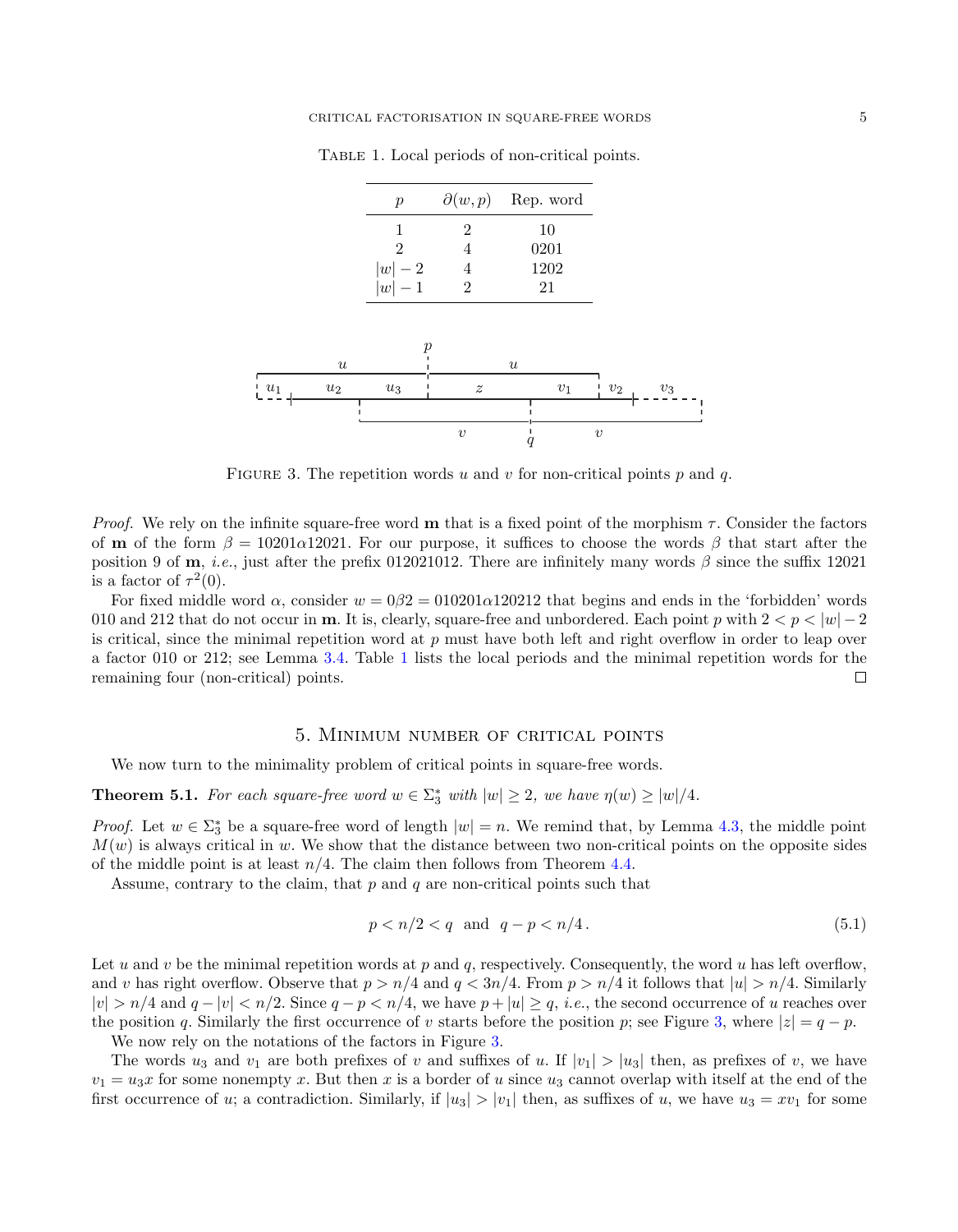TABLE 1. Local periods of non-critical points.

| $p$ | $\partial(w,p)$ | Rep. word |
|---|---|---|
| 1 | 2 | 10 |
| 2 | 4 | 0201 |
| $\lvert w\rvert - 2$ | 4 | 1202 |
| $\lvert w\rvert - 1$ | 2 | 21 |

FIGURE 3. The repetition words $u$ and $v$ for non-critical points $p$ and $q$.

*Proof.* We rely on the infinite square-free word $\mathbf{m}$ that is a fixed point of the morphism $\tau$. Consider the factors of $\mathbf{m}$ of the form $\beta = 10201\alpha 12021$. For our purpose, it suffices to choose the words $\beta$ that start after the position 9 of $\mathbf{m}$, *i.e.*, just after the prefix 012021012. There are infinitely many words $\beta$ since the suffix 12021 is a factor of $\tau^2(0)$.

For fixed middle word $\alpha$, consider $w = 0\beta 2 = 010201\alpha 120212$ that begins and ends in the 'forbidden' words 010 and 212 that do not occur in $\mathbf{m}$. It is, clearly, square-free and unbordered. Each point $p$ with $2 < p < |w| - 2$ is critical, since the minimal repetition word at $p$ must have both left and right overflow in order to leap over a factor 010 or 212; see Lemma 3.4. Table 1 lists the local periods and the minimal repetition words for the remaining four (non-critical) points. □

## 5. Minimum number of critical points

We now turn to the minimality problem of critical points in square-free words.

**Theorem 5.1.** *For each square-free word $w \in \Sigma_3^*$ with $|w| \geq 2$, we have $\eta(w) \geq |w|/4$.*

*Proof.* Let $w \in \Sigma_3^*$ be a square-free word of length $|w| = n$. We remind that, by Lemma 4.3, the middle point $M(w)$ is always critical in $w$. We show that the distance between two non-critical points on the opposite sides of the middle point is at least $n/4$. The claim then follows from Theorem 4.4.

Assume, contrary to the claim, that $p$ and $q$ are non-critical points such that

$$p < n/2 < q \quad \text{and} \quad q - p < n/4\,. \tag{5.1}$$

Let $u$ and $v$ be the minimal repetition words at $p$ and $q$, respectively. Consequently, the word $u$ has left overflow, and $v$ has right overflow. Observe that $p > n/4$ and $q < 3n/4$. From $p > n/4$ it follows that $|u| > n/4$. Similarly $|v| > n/4$ and $q - |v| < n/2$. Since $q - p < n/4$, we have $p + |u| \geq q$, *i.e.*, the second occurrence of $u$ reaches over the position $q$. Similarly the first occurrence of $v$ starts before the position $p$; see Figure 3, where $|z| = q - p$.

We now rely on the notations of the factors in Figure 3.

The words $u_3$ and $v_1$ are both prefixes of $v$ and suffixes of $u$. If $|v_1| > |u_3|$ then, as prefixes of $v$, we have $v_1 = u_3 x$ for some nonempty $x$. But then $x$ is a border of $u$ since $u_3$ cannot overlap with itself at the end of the first occurrence of $u$; a contradiction. Similarly, if $|u_3| > |v_1|$ then, as suffixes of $u$, we have $u_3 = xv_1$ for some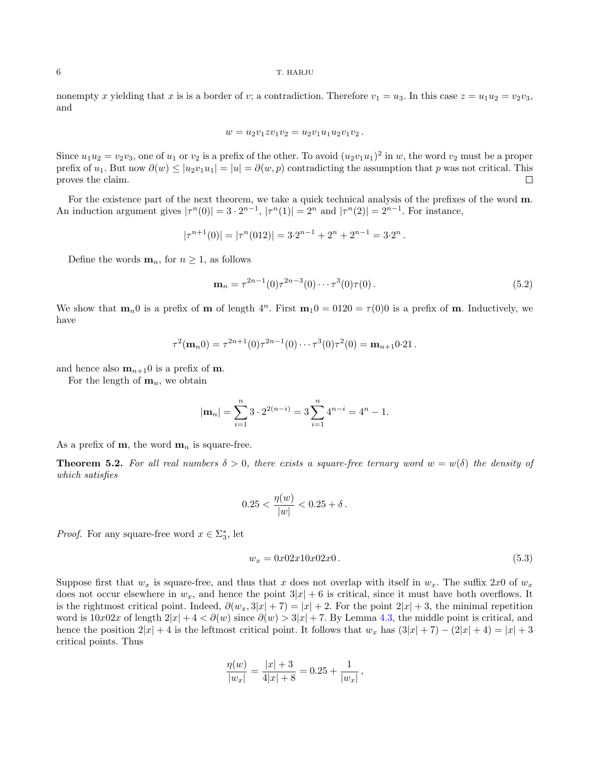nonempty $x$ yielding that $x$ is is a border of $v$; a contradiction. Therefore $v_1 = u_3$. In this case $z = u_1 u_2 = v_2 v_3$, and

$$w = u_2 v_1 z v_1 v_2 = u_2 v_1 u_1 u_2 v_1 v_2 .$$

Since $u_1 u_2 = v_2 v_3$, one of $u_1$ or $v_2$ is a prefix of the other. To avoid $(u_2 v_1 u_1)^2$ in $w$, the word $v_2$ must be a proper prefix of $u_1$. But now $\partial(w) \le |u_2 v_1 u_1| = |u| = \partial(w, p)$ contradicting the assumption that $p$ was not critical. This proves the claim. $\square$

For the existence part of the next theorem, we take a quick technical analysis of the prefixes of the word $\mathbf{m}$. An induction argument gives $|\tau^n(0)| = 3 \cdot 2^{n-1}$, $|\tau^n(1)| = 2^n$ and $|\tau^n(2)| = 2^{n-1}$. For instance,

$$|\tau^{n+1}(0)| = |\tau^n(012)| = 3{\cdot}2^{n-1} + 2^n + 2^{n-1} = 3{\cdot}2^n .$$

Define the words $\mathbf{m}_n$, for $n \ge 1$, as follows

$$\mathbf{m}_n = \tau^{2n-1}(0)\tau^{2n-3}(0)\cdots\tau^3(0)\tau(0) . \tag{5.2}$$

We show that $\mathbf{m}_n 0$ is a prefix of $\mathbf{m}$ of length $4^n$. First $\mathbf{m}_1 0 = 0120 = \tau(0)0$ is a prefix of $\mathbf{m}$. Inductively, we have

$$\tau^2(\mathbf{m}_n 0) = \tau^{2n+1}(0)\tau^{2n-1}(0)\cdots\tau^3(0)\tau^2(0) = \mathbf{m}_{n+1}0{\cdot}21 .$$

and hence also $\mathbf{m}_{n+1}0$ is a prefix of $\mathbf{m}$.

For the length of $\mathbf{m}_n$, we obtain

$$|\mathbf{m}_n| = \sum_{i=1}^{n} 3 \cdot 2^{2(n-i)} = 3\sum_{i=1}^{n} 4^{n-i} = 4^n - 1.$$

As a prefix of $\mathbf{m}$, the word $\mathbf{m}_n$ is square-free.

**Theorem 5.2.** *For all real numbers $\delta > 0$, there exists a square-free ternary word $w = w(\delta)$ the density of which satisfies*

$$0.25 < \frac{\eta(w)}{|w|} < 0.25 + \delta .$$

*Proof.* For any square-free word $x \in \Sigma_3^*$, let

$$w_x = 0x02x10x02x0 . \tag{5.3}$$

Suppose first that $w_x$ is square-free, and thus that $x$ does not overlap with itself in $w_x$. The suffix $2x0$ of $w_x$ does not occur elsewhere in $w_x$, and hence the point $3|x| + 6$ is critical, since it must have both overflows. It is the rightmost critical point. Indeed, $\partial(w_x, 3|x| + 7) = |x| + 2$. For the point $2|x| + 3$, the minimal repetition word is $10x02x$ of length $2|x| + 4 < \partial(w)$ since $\partial(w) > 3|x| + 7$. By Lemma 4.3, the middle point is critical, and hence the position $2|x| + 4$ is the leftmost critical point. It follows that $w_x$ has $(3|x| + 7) - (2|x| + 4) = |x| + 3$ critical points. Thus

$$\frac{\eta(w)}{|w_x|} = \frac{|x| + 3}{4|x| + 8} = 0.25 + \frac{1}{|w_x|} ,$$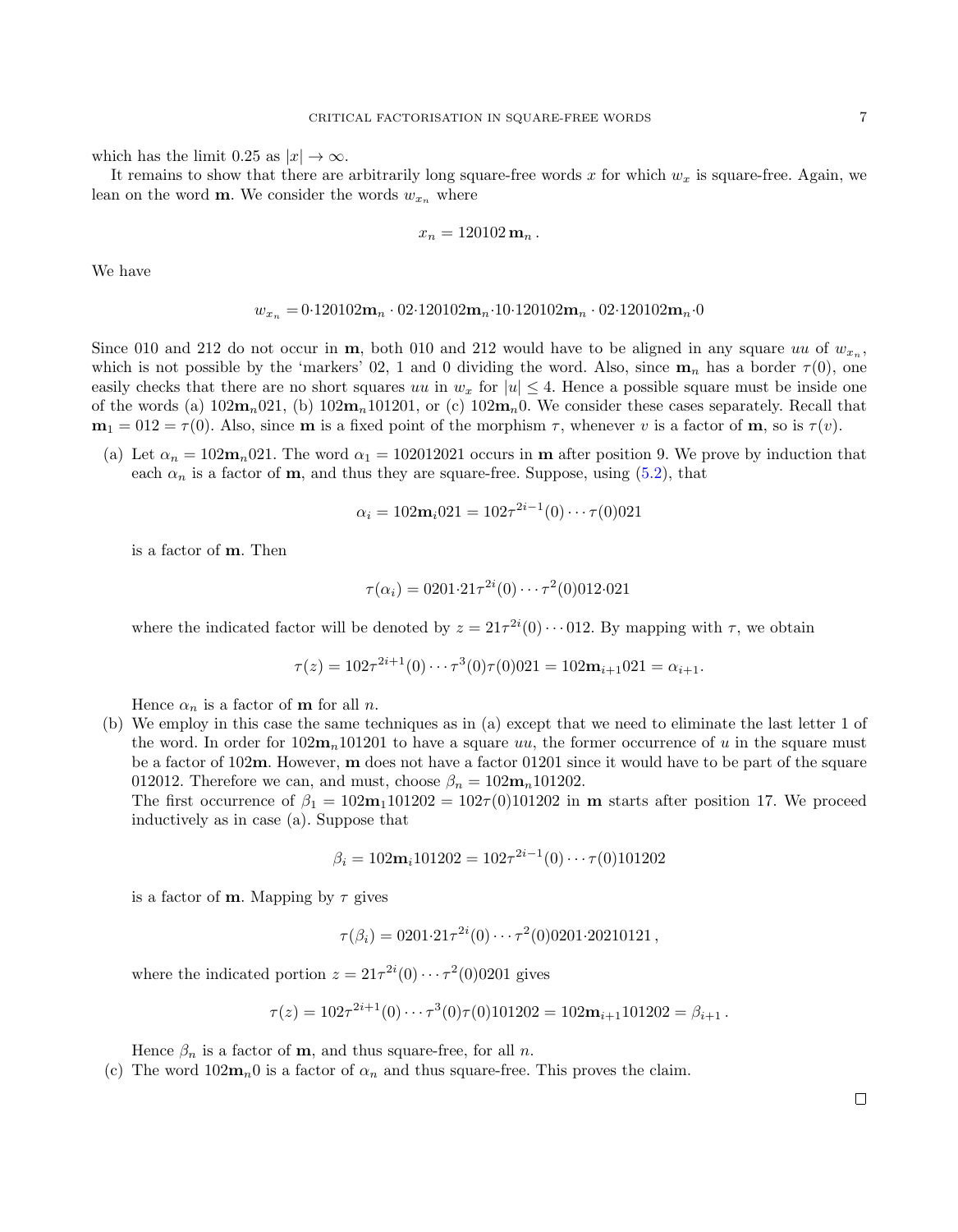which has the limit 0.25 as $|x| \to \infty$.

It remains to show that there are arbitrarily long square-free words $x$ for which $w_x$ is square-free. Again, we lean on the word $\mathbf{m}$. We consider the words $w_{x_n}$ where

$$x_n = 120102\,\mathbf{m}_n\,.$$

We have

$$w_{x_n} = 0{\cdot}120102\mathbf{m}_n \cdot 02{\cdot}120102\mathbf{m}_n{\cdot}10{\cdot}120102\mathbf{m}_n \cdot 02{\cdot}120102\mathbf{m}_n{\cdot}0$$

Since 010 and 212 do not occur in $\mathbf{m}$, both 010 and 212 would have to be aligned in any square $uu$ of $w_{x_n}$, which is not possible by the 'markers' 02, 1 and 0 dividing the word. Also, since $\mathbf{m}_n$ has a border $\tau(0)$, one easily checks that there are no short squares $uu$ in $w_x$ for $|u| \le 4$. Hence a possible square must be inside one of the words (a) $102\mathbf{m}_n021$, (b) $102\mathbf{m}_n101201$, or (c) $102\mathbf{m}_n0$. We consider these cases separately. Recall that $\mathbf{m}_1 = 012 = \tau(0)$. Also, since $\mathbf{m}$ is a fixed point of the morphism $\tau$, whenever $v$ is a factor of $\mathbf{m}$, so is $\tau(v)$.

(a) Let $\alpha_n = 102\mathbf{m}_n021$. The word $\alpha_1 = 102012021$ occurs in $\mathbf{m}$ after position 9. We prove by induction that each $\alpha_n$ is a factor of $\mathbf{m}$, and thus they are square-free. Suppose, using (5.2), that

$$\alpha_i = 102\mathbf{m}_i021 = 102\tau^{2i-1}(0)\cdots\tau(0)021$$

is a factor of $\mathbf{m}$. Then

$$\tau(\alpha_i) = 0201{\cdot}21\tau^{2i}(0)\cdots\tau^2(0)012{\cdot}021$$

where the indicated factor will be denoted by $z = 21\tau^{2i}(0)\cdots 012$. By mapping with $\tau$, we obtain

$$\tau(z) = 102\tau^{2i+1}(0)\cdots\tau^3(0)\tau(0)021 = 102\mathbf{m}_{i+1}021 = \alpha_{i+1}.$$

Hence $\alpha_n$ is a factor of $\mathbf{m}$ for all $n$.

(b) We employ in this case the same techniques as in (a) except that we need to eliminate the last letter 1 of the word. In order for $102\mathbf{m}_n101201$ to have a square $uu$, the former occurrence of $u$ in the square must be a factor of $102\mathbf{m}$. However, $\mathbf{m}$ does not have a factor 01201 since it would have to be part of the square 012012. Therefore we can, and must, choose $\beta_n = 102\mathbf{m}_n101202$.

The first occurrence of $\beta_1 = 102\mathbf{m}_1101202 = 102\tau(0)101202$ in $\mathbf{m}$ starts after position 17. We proceed inductively as in case (a). Suppose that

$$\beta_i = 102\mathbf{m}_i101202 = 102\tau^{2i-1}(0)\cdots\tau(0)101202$$

is a factor of $\mathbf{m}$. Mapping by $\tau$ gives

$$\tau(\beta_i) = 0201{\cdot}21\tau^{2i}(0)\cdots\tau^2(0)0201{\cdot}20210121\,,$$

where the indicated portion $z = 21\tau^{2i}(0)\cdots\tau^2(0)0201$ gives

$$\tau(z) = 102\tau^{2i+1}(0)\cdots\tau^3(0)\tau(0)101202 = 102\mathbf{m}_{i+1}101202 = \beta_{i+1}\,.$$

Hence $\beta_n$ is a factor of $\mathbf{m}$, and thus square-free, for all $n$.

(c) The word $102\mathbf{m}_n0$ is a factor of $\alpha_n$ and thus square-free. This proves the claim.

□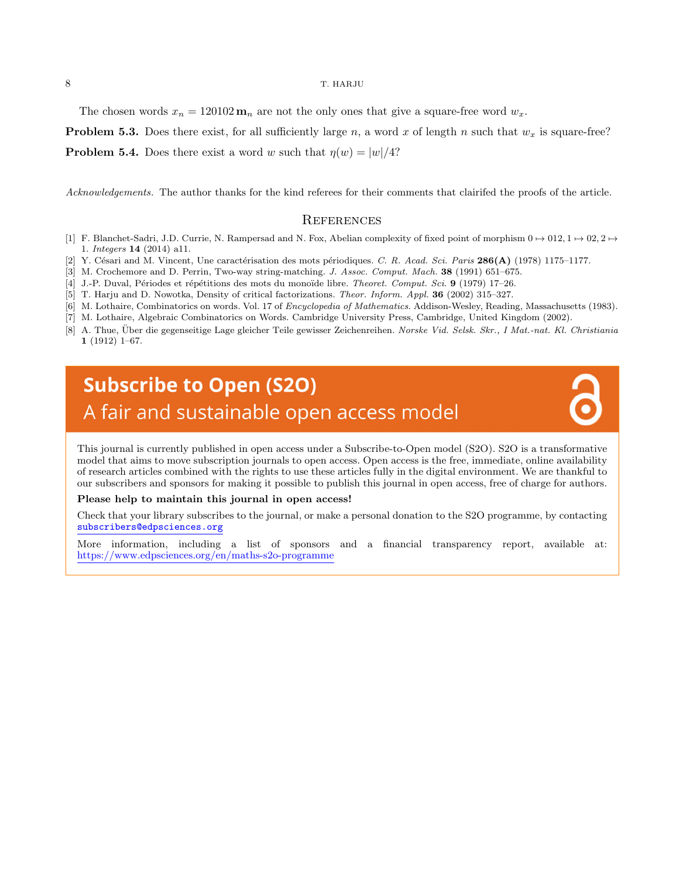The chosen words $x_n = 120102\,\mathbf{m}_n$ are not the only ones that give a square-free word $w_x$.

**Problem 5.3.** Does there exist, for all sufficiently large $n$, a word $x$ of length $n$ such that $w_x$ is square-free?

**Problem 5.4.** Does there exist a word $w$ such that $\eta(w) = |w|/4$?

*Acknowledgements.* The author thanks for the kind referees for their comments that clairifed the proofs of the article.

## References

[1] F. Blanchet-Sadri, J.D. Currie, N. Rampersad and N. Fox, Abelian complexity of fixed point of morphism $0 \mapsto 012, 1 \mapsto 02, 2 \mapsto 1$. *Integers* **14** (2014) a11.

[2] Y. Césari and M. Vincent, Une caractérisation des mots périodiques. *C. R. Acad. Sci. Paris* **286(A)** (1978) 1175–1177.

[3] M. Crochemore and D. Perrin, Two-way string-matching. *J. Assoc. Comput. Mach.* **38** (1991) 651–675.

[4] J.-P. Duval, Périodes et répétitions des mots du monoïde libre. *Theoret. Comput. Sci.* **9** (1979) 17–26.

[5] T. Harju and D. Nowotka, Density of critical factorizations. *Theor. Inform. Appl.* **36** (2002) 315–327.

[6] M. Lothaire, Combinatorics on words. Vol. 17 of *Encyclopedia of Mathematics*. Addison-Wesley, Reading, Massachusetts (1983).

[7] M. Lothaire, Algebraic Combinatorics on Words. Cambridge University Press, Cambridge, United Kingdom (2002).

[8] A. Thue, Über die gegenseitige Lage gleicher Teile gewisser Zeichenreihen. *Norske Vid. Selsk. Skr., I Mat.-nat. Kl. Christiania* **1** (1912) 1–67.

## Subscribe to Open (S2O)

### A fair and sustainable open access model

This journal is currently published in open access under a Subscribe-to-Open model (S2O). S2O is a transformative model that aims to move subscription journals to open access. Open access is the free, immediate, online availability of research articles combined with the rights to use these articles fully in the digital environment. We are thankful to our subscribers and sponsors for making it possible to publish this journal in open access, free of charge for authors.

**Please help to maintain this journal in open access!**

Check that your library subscribes to the journal, or make a personal donation to the S2O programme, by contacting subscribers@edpsciences.org

More information, including a list of sponsors and a financial transparency report, available at: https://www.edpsciences.org/en/maths-s2o-programme